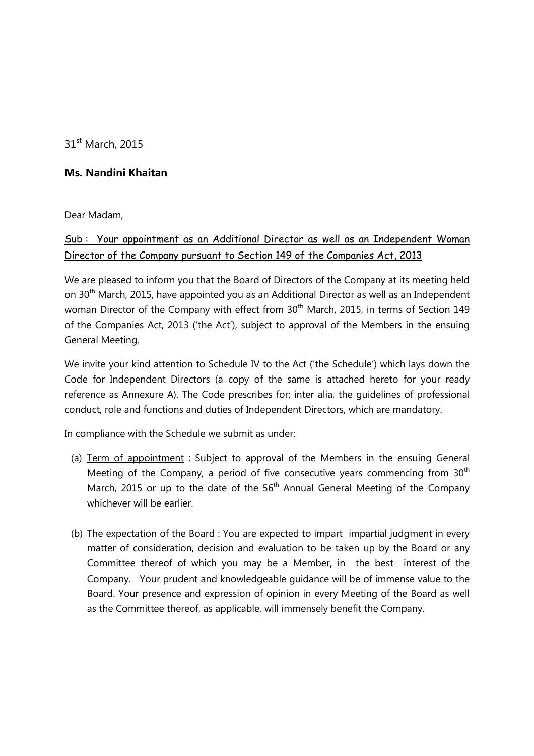31st March, 2015

**Ms. Nandini Khaitan**

Dear Madam,

<u>Sub : Your appointment as an Additional Director as well as an Independent Woman Director of the Company pursuant to Section 149 of the Companies Act, 2013</u>

We are pleased to inform you that the Board of Directors of the Company at its meeting held on 30th March, 2015, have appointed you as an Additional Director as well as an Independent woman Director of the Company with effect from 30th March, 2015, in terms of Section 149 of the Companies Act, 2013 ('the Act'), subject to approval of the Members in the ensuing General Meeting.

We invite your kind attention to Schedule IV to the Act ('the Schedule') which lays down the Code for Independent Directors (a copy of the same is attached hereto for your ready reference as Annexure A). The Code prescribes for; inter alia, the guidelines of professional conduct, role and functions and duties of Independent Directors, which are mandatory.

In compliance with the Schedule we submit as under:

(a) <u>Term of appointment</u> : Subject to approval of the Members in the ensuing General Meeting of the Company, a period of five consecutive years commencing from 30th March, 2015 or up to the date of the 56th Annual General Meeting of the Company whichever will be earlier.

(b) <u>The expectation of the Board</u> : You are expected to impart impartial judgment in every matter of consideration, decision and evaluation to be taken up by the Board or any Committee thereof of which you may be a Member, in the best interest of the Company. Your prudent and knowledgeable guidance will be of immense value to the Board. Your presence and expression of opinion in every Meeting of the Board as well as the Committee thereof, as applicable, will immensely benefit the Company.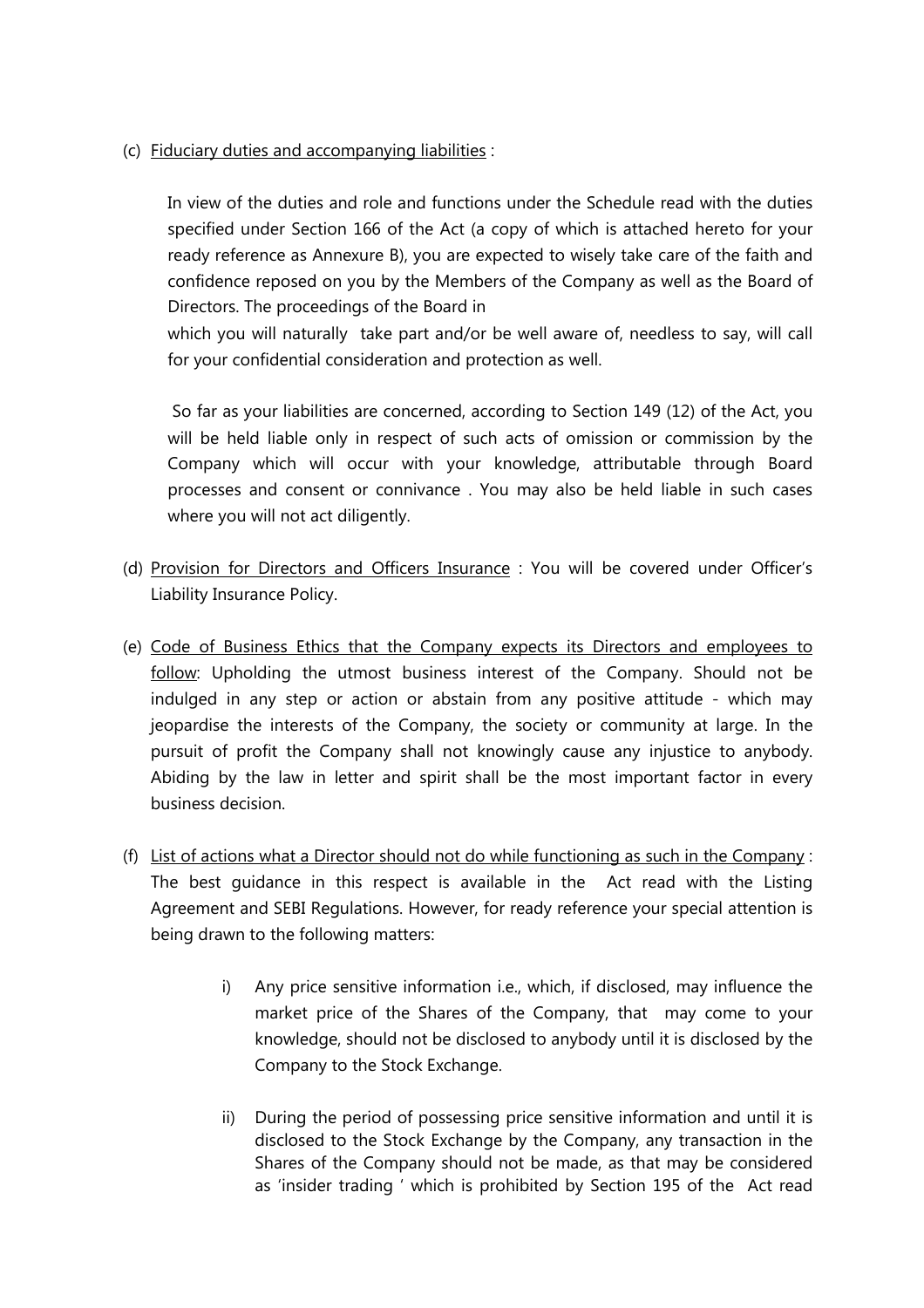(c) <u>Fiduciary duties and accompanying liabilities</u> :

In view of the duties and role and functions under the Schedule read with the duties specified under Section 166 of the Act (a copy of which is attached hereto for your ready reference as Annexure B), you are expected to wisely take care of the faith and confidence reposed on you by the Members of the Company as well as the Board of Directors. The proceedings of the Board in which you will naturally take part and/or be well aware of, needless to say, will call for your confidential consideration and protection as well.

So far as your liabilities are concerned, according to Section 149 (12) of the Act, you will be held liable only in respect of such acts of omission or commission by the Company which will occur with your knowledge, attributable through Board processes and consent or connivance . You may also be held liable in such cases where you will not act diligently.

(d) <u>Provision for Directors and Officers Insurance</u> : You will be covered under Officer's Liability Insurance Policy.

(e) <u>Code of Business Ethics that the Company expects its Directors and employees to follow</u>: Upholding the utmost business interest of the Company. Should not be indulged in any step or action or abstain from any positive attitude - which may jeopardise the interests of the Company, the society or community at large. In the pursuit of profit the Company shall not knowingly cause any injustice to anybody. Abiding by the law in letter and spirit shall be the most important factor in every business decision.

(f) <u>List of actions what a Director should not do while functioning as such in the Company</u> : The best guidance in this respect is available in the Act read with the Listing Agreement and SEBI Regulations. However, for ready reference your special attention is being drawn to the following matters:

   i) Any price sensitive information i.e., which, if disclosed, may influence the market price of the Shares of the Company, that may come to your knowledge, should not be disclosed to anybody until it is disclosed by the Company to the Stock Exchange.

   ii) During the period of possessing price sensitive information and until it is disclosed to the Stock Exchange by the Company, any transaction in the Shares of the Company should not be made, as that may be considered as 'insider trading ' which is prohibited by Section 195 of the Act read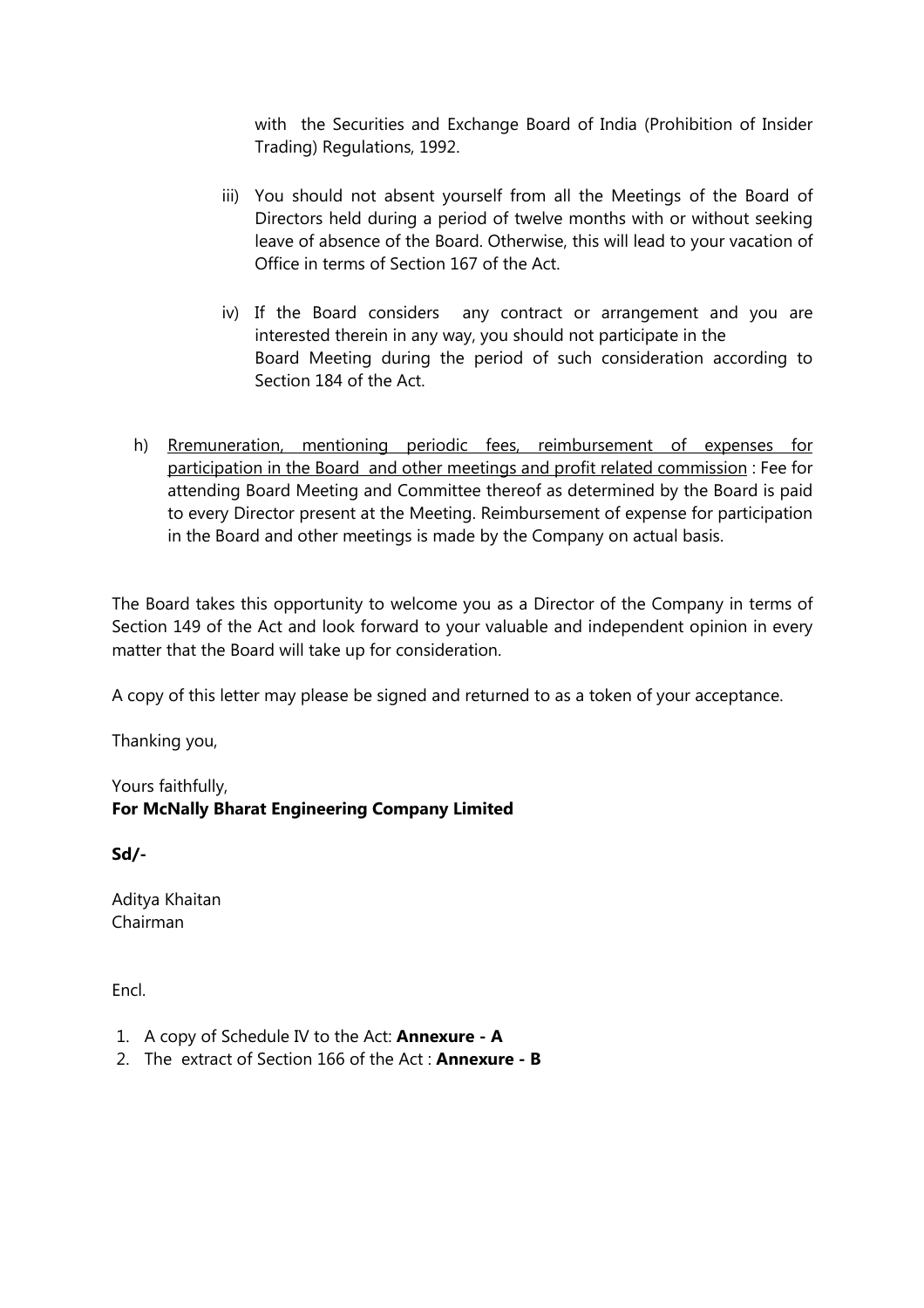with the Securities and Exchange Board of India (Prohibition of Insider Trading) Regulations, 1992.

iii) You should not absent yourself from all the Meetings of the Board of Directors held during a period of twelve months with or without seeking leave of absence of the Board. Otherwise, this will lead to your vacation of Office in terms of Section 167 of the Act.

iv) If the Board considers any contract or arrangement and you are interested therein in any way, you should not participate in the Board Meeting during the period of such consideration according to Section 184 of the Act.

h) <u>Rremuneration, mentioning periodic fees, reimbursement of expenses for participation in the Board and other meetings and profit related commission</u> : Fee for attending Board Meeting and Committee thereof as determined by the Board is paid to every Director present at the Meeting. Reimbursement of expense for participation in the Board and other meetings is made by the Company on actual basis.

The Board takes this opportunity to welcome you as a Director of the Company in terms of Section 149 of the Act and look forward to your valuable and independent opinion in every matter that the Board will take up for consideration.

A copy of this letter may please be signed and returned to as a token of your acceptance.

Thanking you,

Yours faithfully,
**For McNally Bharat Engineering Company Limited**

**Sd/-**

Aditya Khaitan
Chairman

Encl.

1. A copy of Schedule IV to the Act: **Annexure - A**
2. The extract of Section 166 of the Act : **Annexure - B**